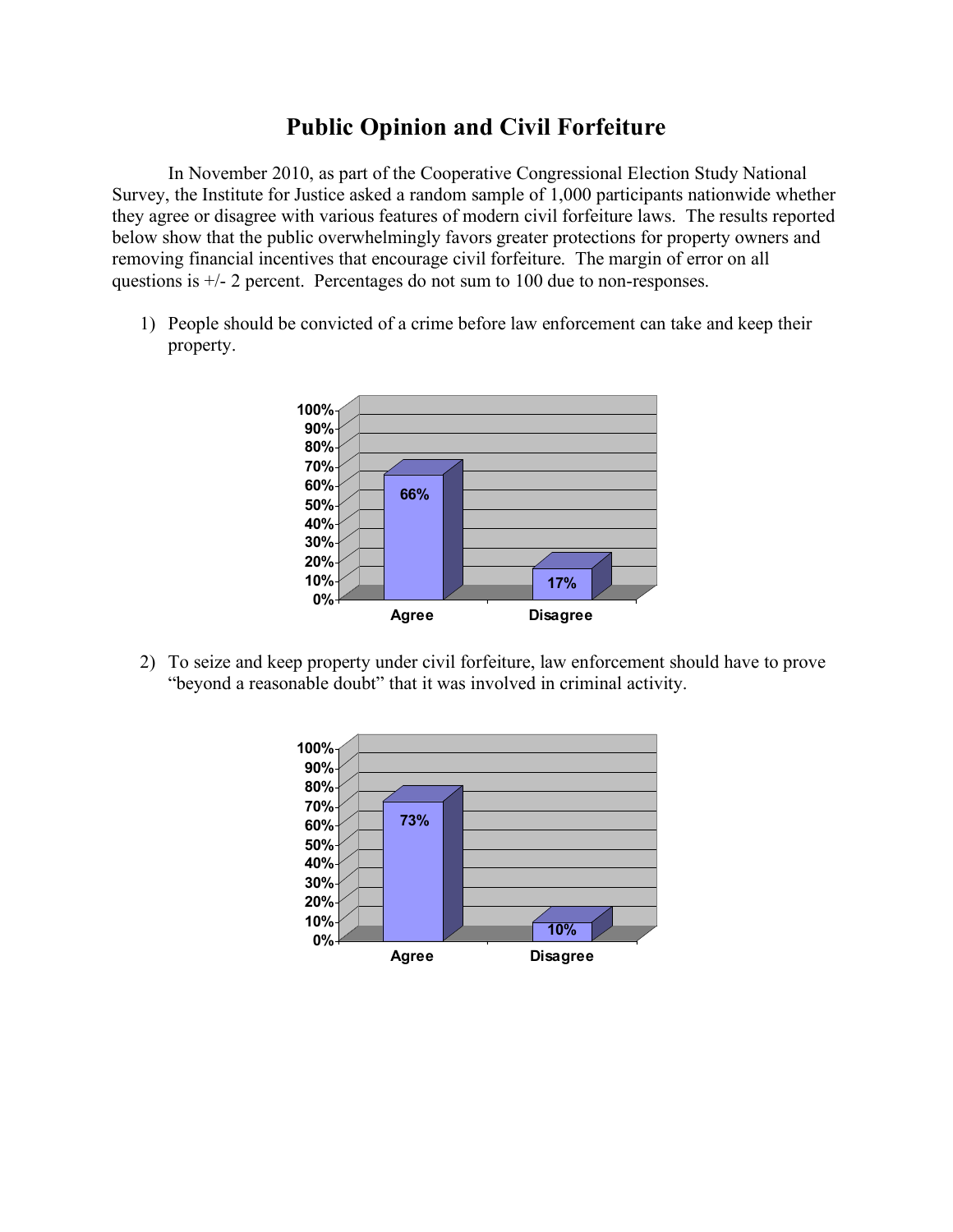# Public Opinion and Civil Forfeiture

In November 2010, as part of the Cooperative Congressional Election Study National Survey, the Institute for Justice asked a random sample of 1,000 participants nationwide whether they agree or disagree with various features of modern civil forfeiture laws. The results reported below show that the public overwhelmingly favors greater protections for property owners and removing financial incentives that encourage civil forfeiture. The margin of error on all questions is +/- 2 percent. Percentages do not sum to 100 due to non-responses.

1) People should be convicted of a crime before law enforcement can take and keep their property.

| Agree | Disagree |
| --- | --- |
| 66% | 17% |

2) To seize and keep property under civil forfeiture, law enforcement should have to prove "beyond a reasonable doubt" that it was involved in criminal activity.

| Agree | Disagree |
| --- | --- |
| 73% | 10% |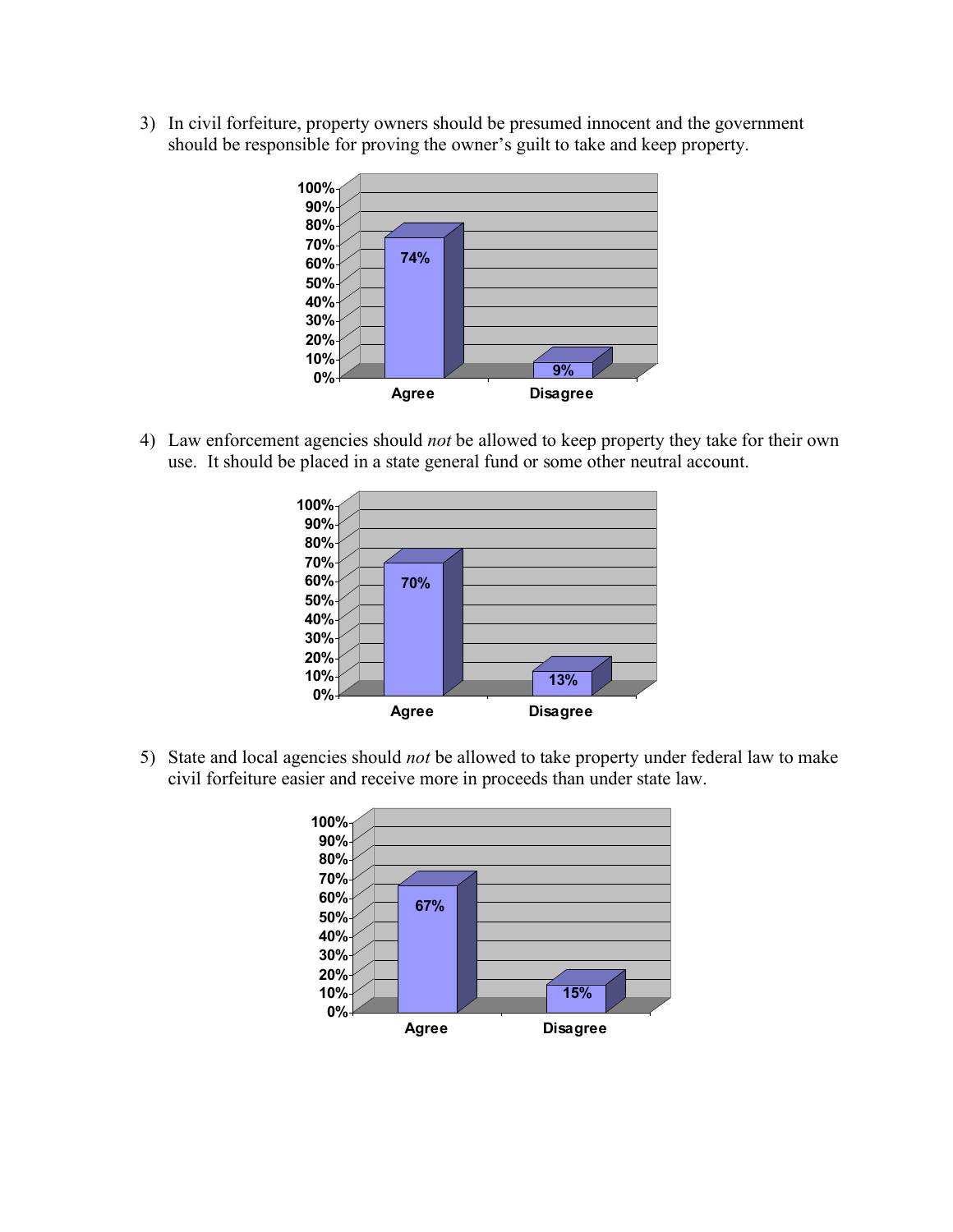3) In civil forfeiture, property owners should be presumed innocent and the government should be responsible for proving the owner's guilt to take and keep property.

100%
90%
80%
70%
60%
50%
40%
30%
20%
10%
0%

74%
9%

Agree
Disagree

4) Law enforcement agencies should *not* be allowed to keep property they take for their own use. It should be placed in a state general fund or some other neutral account.

100%
90%
80%
70%
60%
50%
40%
30%
20%
10%
0%

70%
13%

Agree
Disagree

5) State and local agencies should *not* be allowed to take property under federal law to make civil forfeiture easier and receive more in proceeds than under state law.

100%
90%
80%
70%
60%
50%
40%
30%
20%
10%
0%

67%
15%

Agree
Disagree